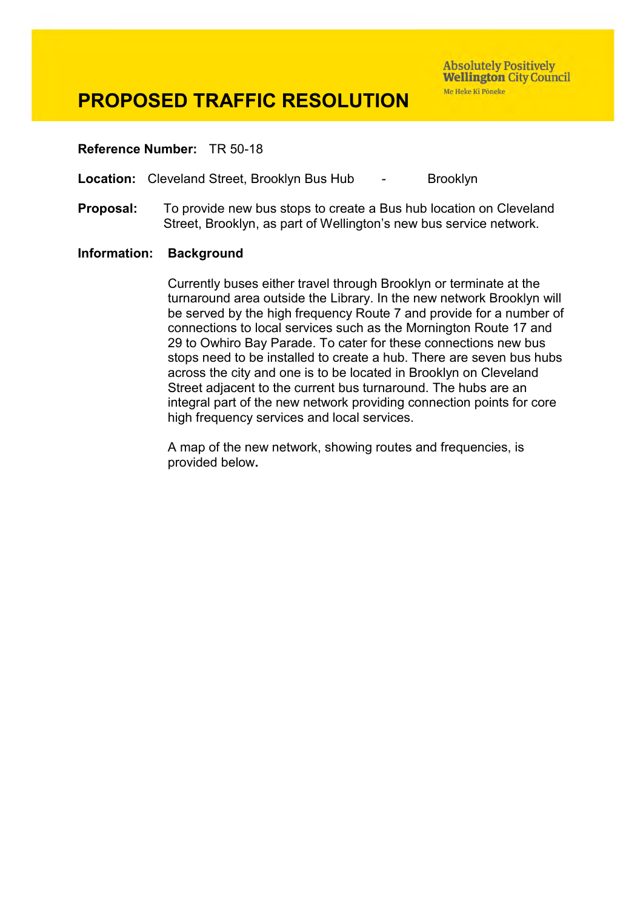# PROPOSED TRAFFIC RESOLUTION

Absolutely Positively **Wellington** City Council
Me Heke Ki Pōneke

**Reference Number:** TR 50-18

**Location:** Cleveland Street, Brooklyn Bus Hub - Brooklyn

**Proposal:** To provide new bus stops to create a Bus hub location on Cleveland Street, Brooklyn, as part of Wellington's new bus service network.

**Information:** **Background**

Currently buses either travel through Brooklyn or terminate at the turnaround area outside the Library. In the new network Brooklyn will be served by the high frequency Route 7 and provide for a number of connections to local services such as the Mornington Route 17 and 29 to Owhiro Bay Parade. To cater for these connections new bus stops need to be installed to create a hub. There are seven bus hubs across the city and one is to be located in Brooklyn on Cleveland Street adjacent to the current bus turnaround. The hubs are an integral part of the new network providing connection points for core high frequency services and local services.

A map of the new network, showing routes and frequencies, is provided below.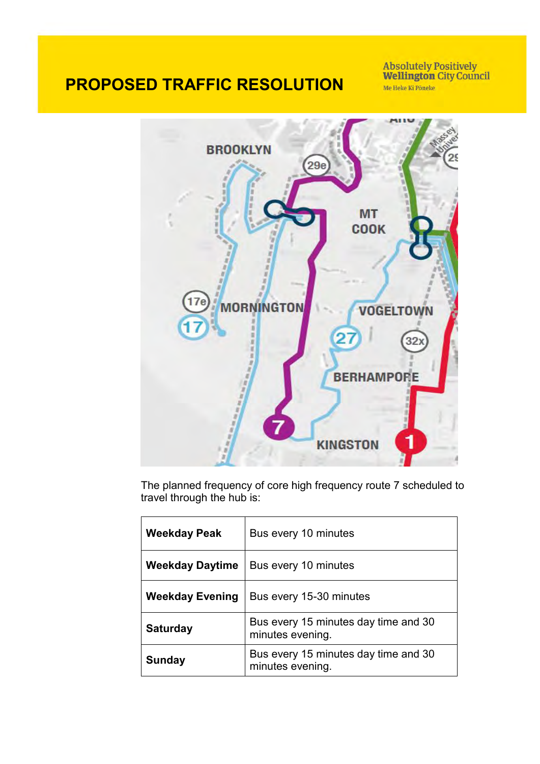The planned frequency of core high frequency route 7 scheduled to travel through the hub is:

| | |
|---|---|
| **Weekday Peak** | Bus every 10 minutes |
| **Weekday Daytime** | Bus every 10 minutes |
| **Weekday Evening** | Bus every 15-30 minutes |
| **Saturday** | Bus every 15 minutes day time and 30 minutes evening. |
| **Sunday** | Bus every 15 minutes day time and 30 minutes evening. |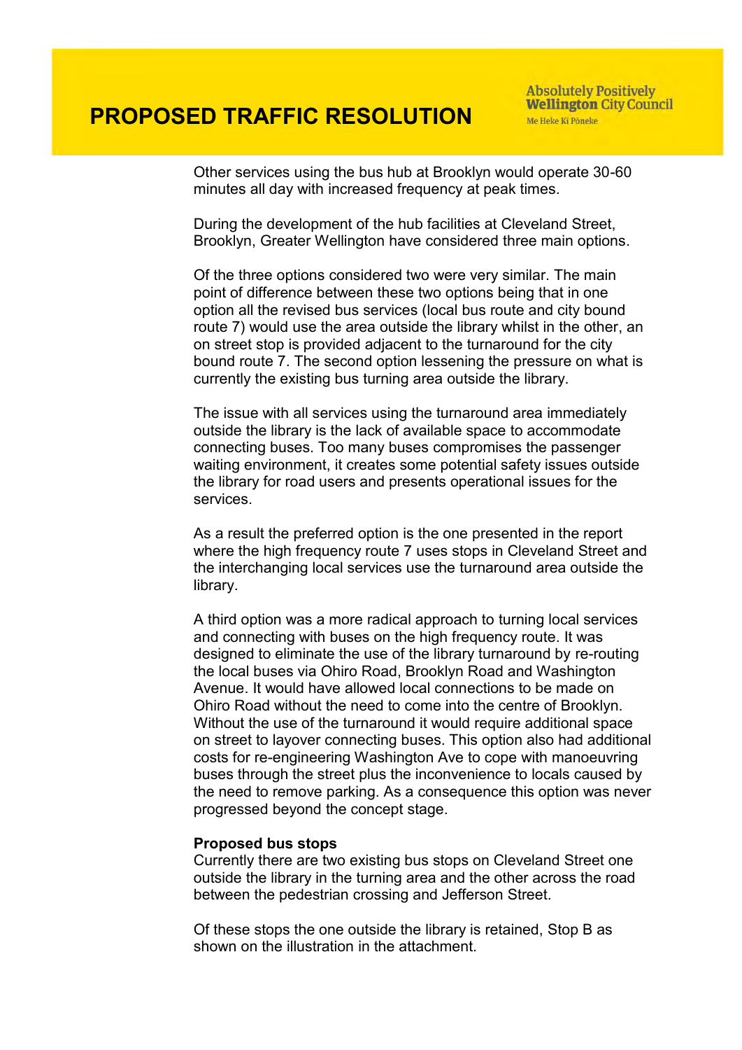Other services using the bus hub at Brooklyn would operate 30-60 minutes all day with increased frequency at peak times.

During the development of the hub facilities at Cleveland Street, Brooklyn, Greater Wellington have considered three main options.

Of the three options considered two were very similar. The main point of difference between these two options being that in one option all the revised bus services (local bus route and city bound route 7) would use the area outside the library whilst in the other, an on street stop is provided adjacent to the turnaround for the city bound route 7. The second option lessening the pressure on what is currently the existing bus turning area outside the library.

The issue with all services using the turnaround area immediately outside the library is the lack of available space to accommodate connecting buses. Too many buses compromises the passenger waiting environment, it creates some potential safety issues outside the library for road users and presents operational issues for the services.

As a result the preferred option is the one presented in the report where the high frequency route 7 uses stops in Cleveland Street and the interchanging local services use the turnaround area outside the library.

A third option was a more radical approach to turning local services and connecting with buses on the high frequency route. It was designed to eliminate the use of the library turnaround by re-routing the local buses via Ohiro Road, Brooklyn Road and Washington Avenue. It would have allowed local connections to be made on Ohiro Road without the need to come into the centre of Brooklyn. Without the use of the turnaround it would require additional space on street to layover connecting buses. This option also had additional costs for re-engineering Washington Ave to cope with manoeuvring buses through the street plus the inconvenience to locals caused by the need to remove parking. As a consequence this option was never progressed beyond the concept stage.

**Proposed bus stops**

Currently there are two existing bus stops on Cleveland Street one outside the library in the turning area and the other across the road between the pedestrian crossing and Jefferson Street.

Of these stops the one outside the library is retained, Stop B as shown on the illustration in the attachment.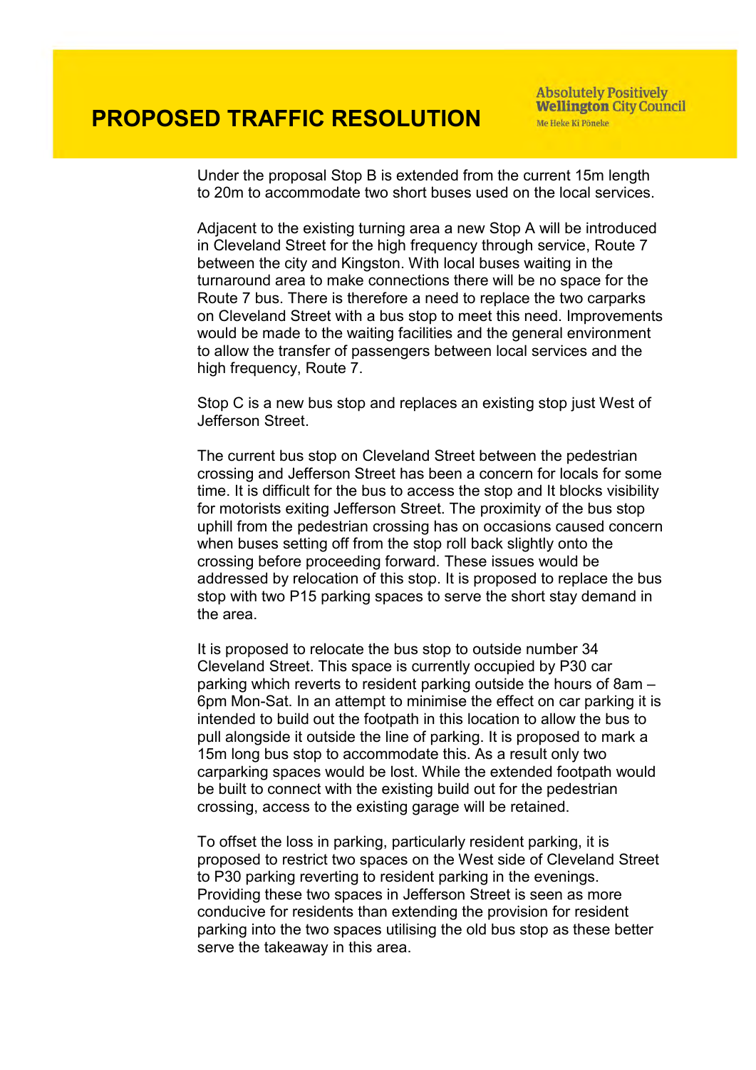# PROPOSED TRAFFIC RESOLUTION

Under the proposal Stop B is extended from the current 15m length to 20m to accommodate two short buses used on the local services.

Adjacent to the existing turning area a new Stop A will be introduced in Cleveland Street for the high frequency through service, Route 7 between the city and Kingston. With local buses waiting in the turnaround area to make connections there will be no space for the Route 7 bus. There is therefore a need to replace the two carparks on Cleveland Street with a bus stop to meet this need. Improvements would be made to the waiting facilities and the general environment to allow the transfer of passengers between local services and the high frequency, Route 7.

Stop C is a new bus stop and replaces an existing stop just West of Jefferson Street.

The current bus stop on Cleveland Street between the pedestrian crossing and Jefferson Street has been a concern for locals for some time. It is difficult for the bus to access the stop and It blocks visibility for motorists exiting Jefferson Street. The proximity of the bus stop uphill from the pedestrian crossing has on occasions caused concern when buses setting off from the stop roll back slightly onto the crossing before proceeding forward. These issues would be addressed by relocation of this stop. It is proposed to replace the bus stop with two P15 parking spaces to serve the short stay demand in the area.

It is proposed to relocate the bus stop to outside number 34 Cleveland Street. This space is currently occupied by P30 car parking which reverts to resident parking outside the hours of 8am – 6pm Mon-Sat. In an attempt to minimise the effect on car parking it is intended to build out the footpath in this location to allow the bus to pull alongside it outside the line of parking. It is proposed to mark a 15m long bus stop to accommodate this. As a result only two carparking spaces would be lost. While the extended footpath would be built to connect with the existing build out for the pedestrian crossing, access to the existing garage will be retained.

To offset the loss in parking, particularly resident parking, it is proposed to restrict two spaces on the West side of Cleveland Street to P30 parking reverting to resident parking in the evenings. Providing these two spaces in Jefferson Street is seen as more conducive for residents than extending the provision for resident parking into the two spaces utilising the old bus stop as these better serve the takeaway in this area.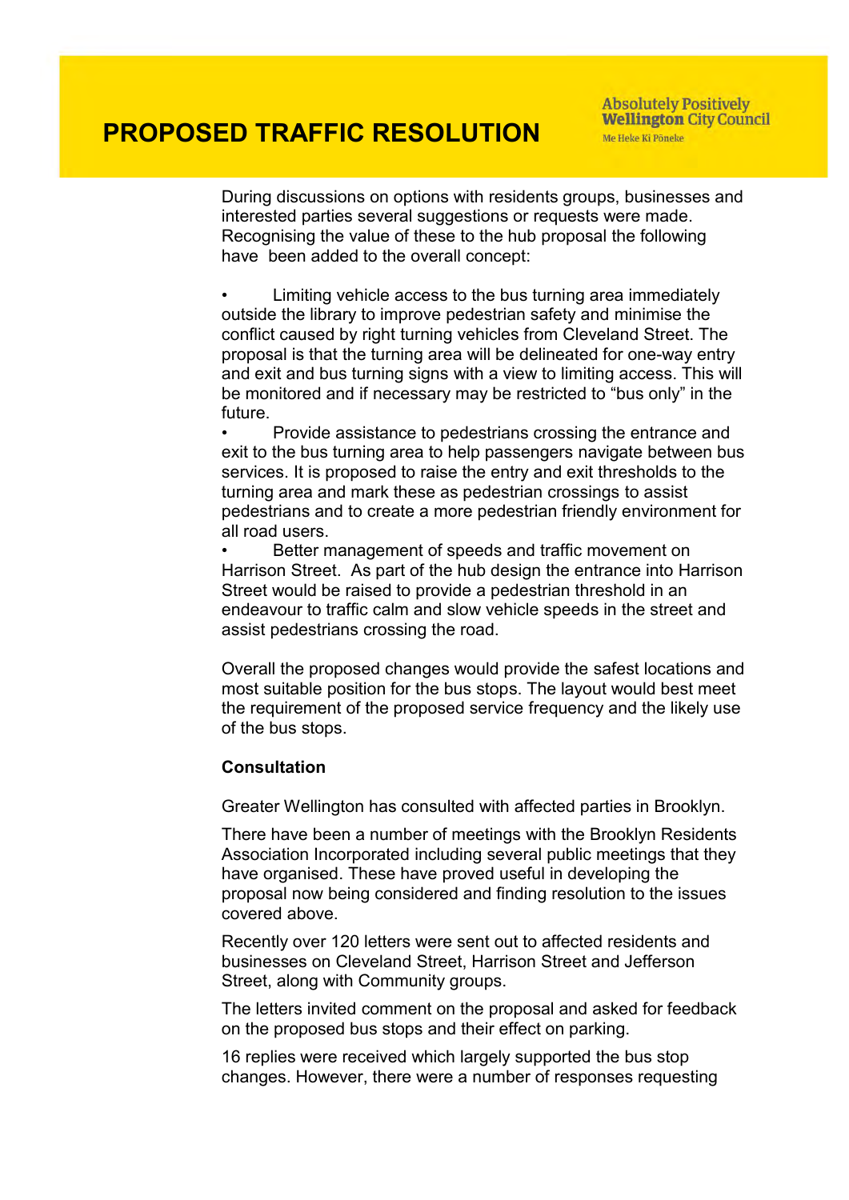During discussions on options with residents groups, businesses and interested parties several suggestions or requests were made. Recognising the value of these to the hub proposal the following have been added to the overall concept:

- Limiting vehicle access to the bus turning area immediately outside the library to improve pedestrian safety and minimise the conflict caused by right turning vehicles from Cleveland Street. The proposal is that the turning area will be delineated for one-way entry and exit and bus turning signs with a view to limiting access. This will be monitored and if necessary may be restricted to "bus only" in the future.
- Provide assistance to pedestrians crossing the entrance and exit to the bus turning area to help passengers navigate between bus services. It is proposed to raise the entry and exit thresholds to the turning area and mark these as pedestrian crossings to assist pedestrians and to create a more pedestrian friendly environment for all road users.
- Better management of speeds and traffic movement on Harrison Street. As part of the hub design the entrance into Harrison Street would be raised to provide a pedestrian threshold in an endeavour to traffic calm and slow vehicle speeds in the street and assist pedestrians crossing the road.

Overall the proposed changes would provide the safest locations and most suitable position for the bus stops. The layout would best meet the requirement of the proposed service frequency and the likely use of the bus stops.

**Consultation**

Greater Wellington has consulted with affected parties in Brooklyn.

There have been a number of meetings with the Brooklyn Residents Association Incorporated including several public meetings that they have organised. These have proved useful in developing the proposal now being considered and finding resolution to the issues covered above.

Recently over 120 letters were sent out to affected residents and businesses on Cleveland Street, Harrison Street and Jefferson Street, along with Community groups.

The letters invited comment on the proposal and asked for feedback on the proposed bus stops and their effect on parking.

16 replies were received which largely supported the bus stop changes. However, there were a number of responses requesting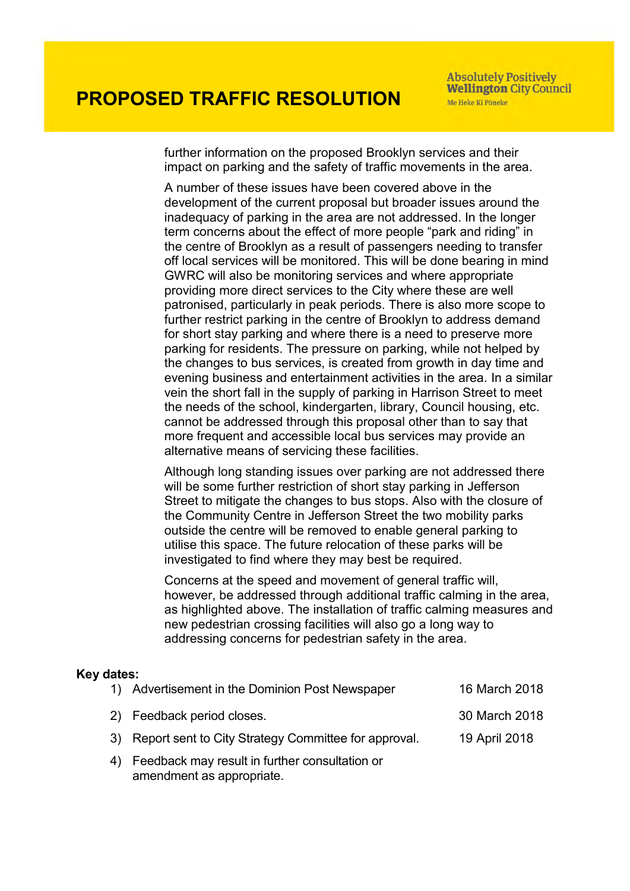further information on the proposed Brooklyn services and their impact on parking and the safety of traffic movements in the area.

A number of these issues have been covered above in the development of the current proposal but broader issues around the inadequacy of parking in the area are not addressed. In the longer term concerns about the effect of more people "park and riding" in the centre of Brooklyn as a result of passengers needing to transfer off local services will be monitored. This will be done bearing in mind GWRC will also be monitoring services and where appropriate providing more direct services to the City where these are well patronised, particularly in peak periods. There is also more scope to further restrict parking in the centre of Brooklyn to address demand for short stay parking and where there is a need to preserve more parking for residents. The pressure on parking, while not helped by the changes to bus services, is created from growth in day time and evening business and entertainment activities in the area. In a similar vein the short fall in the supply of parking in Harrison Street to meet the needs of the school, kindergarten, library, Council housing, etc. cannot be addressed through this proposal other than to say that more frequent and accessible local bus services may provide an alternative means of servicing these facilities.

Although long standing issues over parking are not addressed there will be some further restriction of short stay parking in Jefferson Street to mitigate the changes to bus stops. Also with the closure of the Community Centre in Jefferson Street the two mobility parks outside the centre will be removed to enable general parking to utilise this space. The future relocation of these parks will be investigated to find where they may best be required.

Concerns at the speed and movement of general traffic will, however, be addressed through additional traffic calming in the area, as highlighted above. The installation of traffic calming measures and new pedestrian crossing facilities will also go a long way to addressing concerns for pedestrian safety in the area.

**Key dates:**

1) Advertisement in the Dominion Post Newspaper — 16 March 2018
2) Feedback period closes. — 30 March 2018
3) Report sent to City Strategy Committee for approval. — 19 April 2018
4) Feedback may result in further consultation or amendment as appropriate.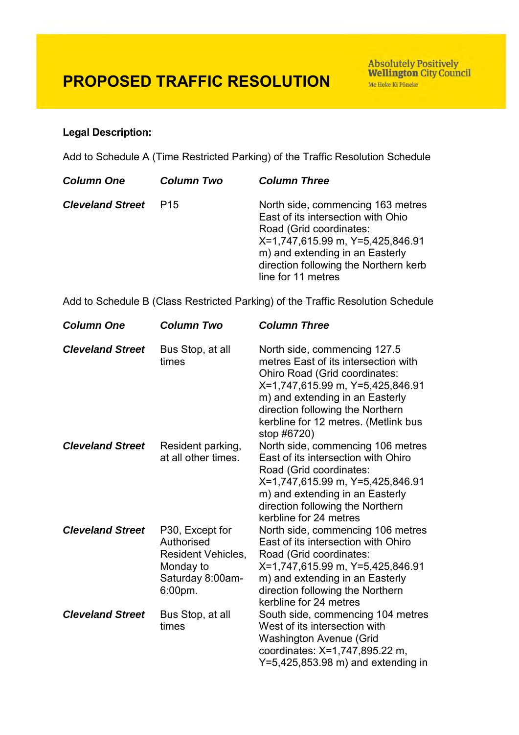# PROPOSED TRAFFIC RESOLUTION

**Legal Description:**

Add to Schedule A (Time Restricted Parking) of the Traffic Resolution Schedule

| *Column One* | *Column Two* | *Column Three* |
|---|---|---|
| ***Cleveland Street*** | P15 | North side, commencing 163 metres East of its intersection with Ohio Road (Grid coordinates: X=1,747,615.99 m, Y=5,425,846.91 m) and extending in an Easterly direction following the Northern kerb line for 11 metres |

Add to Schedule B (Class Restricted Parking) of the Traffic Resolution Schedule

| *Column One* | *Column Two* | *Column Three* |
|---|---|---|
| ***Cleveland Street*** | Bus Stop, at all times | North side, commencing 127.5 metres East of its intersection with Ohiro Road (Grid coordinates: X=1,747,615.99 m, Y=5,425,846.91 m) and extending in an Easterly direction following the Northern kerbline for 12 metres. (Metlink bus stop #6720) |
| ***Cleveland Street*** | Resident parking, at all other times. | North side, commencing 106 metres East of its intersection with Ohiro Road (Grid coordinates: X=1,747,615.99 m, Y=5,425,846.91 m) and extending in an Easterly direction following the Northern kerbline for 24 metres |
| ***Cleveland Street*** | P30, Except for Authorised Resident Vehicles, Monday to Saturday 8:00am-6:00pm. | North side, commencing 106 metres East of its intersection with Ohiro Road (Grid coordinates: X=1,747,615.99 m, Y=5,425,846.91 m) and extending in an Easterly direction following the Northern kerbline for 24 metres |
| ***Cleveland Street*** | Bus Stop, at all times | South side, commencing 104 metres West of its intersection with Washington Avenue (Grid coordinates: X=1,747,895.22 m, Y=5,425,853.98 m) and extending in |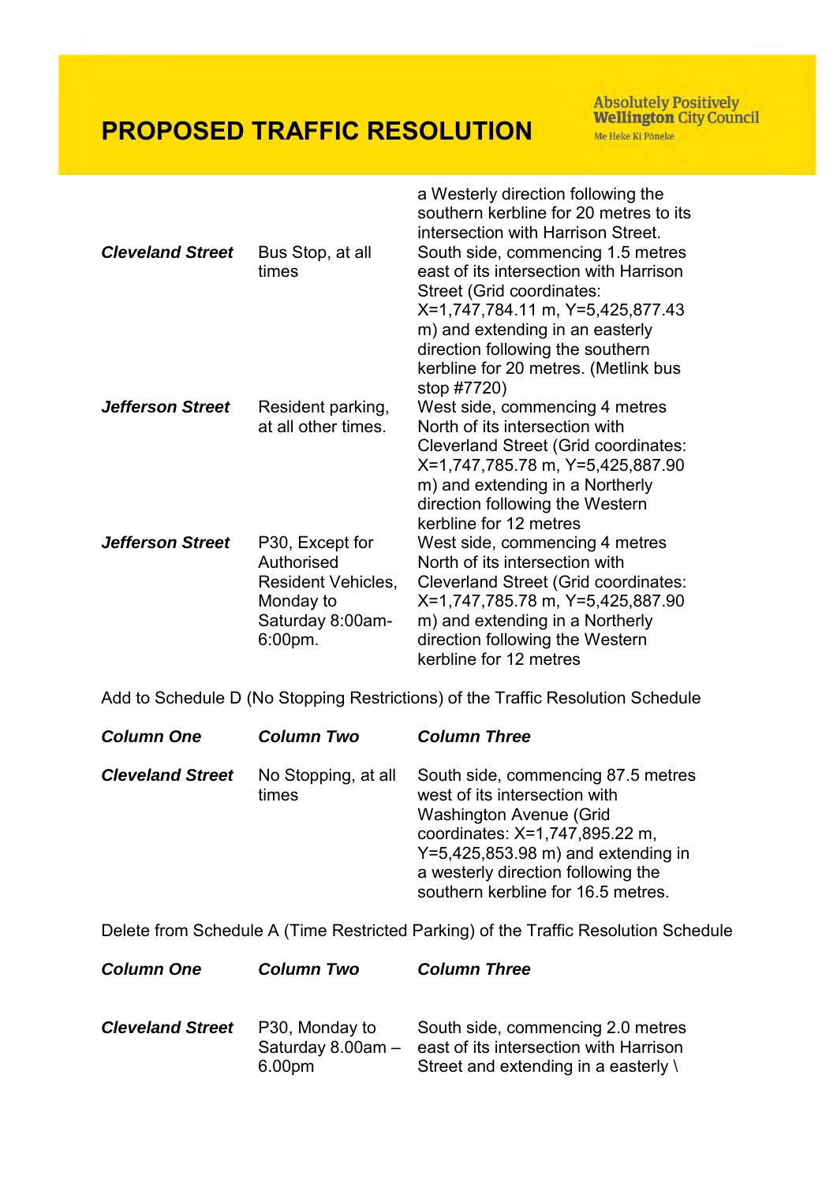# PROPOSED TRAFFIC RESOLUTION

| | | |
|---|---|---|
| | | a Westerly direction following the southern kerbline for 20 metres to its intersection with Harrison Street. |
| ***Cleveland Street*** | Bus Stop, at all times | South side, commencing 1.5 metres east of its intersection with Harrison Street (Grid coordinates: X=1,747,784.11 m, Y=5,425,877.43 m) and extending in an easterly direction following the southern kerbline for 20 metres. (Metlink bus stop #7720) |
| ***Jefferson Street*** | Resident parking, at all other times. | West side, commencing 4 metres North of its intersection with Cleveland Street (Grid coordinates: X=1,747,785.78 m, Y=5,425,887.90 m) and extending in a Northerly direction following the Western kerbline for 12 metres |
| ***Jefferson Street*** | P30, Except for Authorised Resident Vehicles, Monday to Saturday 8:00am-6:00pm. | West side, commencing 4 metres North of its intersection with Cleveland Street (Grid coordinates: X=1,747,785.78 m, Y=5,425,887.90 m) and extending in a Northerly direction following the Western kerbline for 12 metres |

Add to Schedule D (No Stopping Restrictions) of the Traffic Resolution Schedule

| ***Column One*** | ***Column Two*** | ***Column Three*** |
|---|---|---|
| ***Cleveland Street*** | No Stopping, at all times | South side, commencing 87.5 metres west of its intersection with Washington Avenue (Grid coordinates: X=1,747,895.22 m, Y=5,425,853.98 m) and extending in a westerly direction following the southern kerbline for 16.5 metres. |

Delete from Schedule A (Time Restricted Parking) of the Traffic Resolution Schedule

| ***Column One*** | ***Column Two*** | ***Column Three*** |
|---|---|---|
| ***Cleveland Street*** | P30, Monday to Saturday 8.00am – 6.00pm | South side, commencing 2.0 metres east of its intersection with Harrison Street and extending in a easterly \ |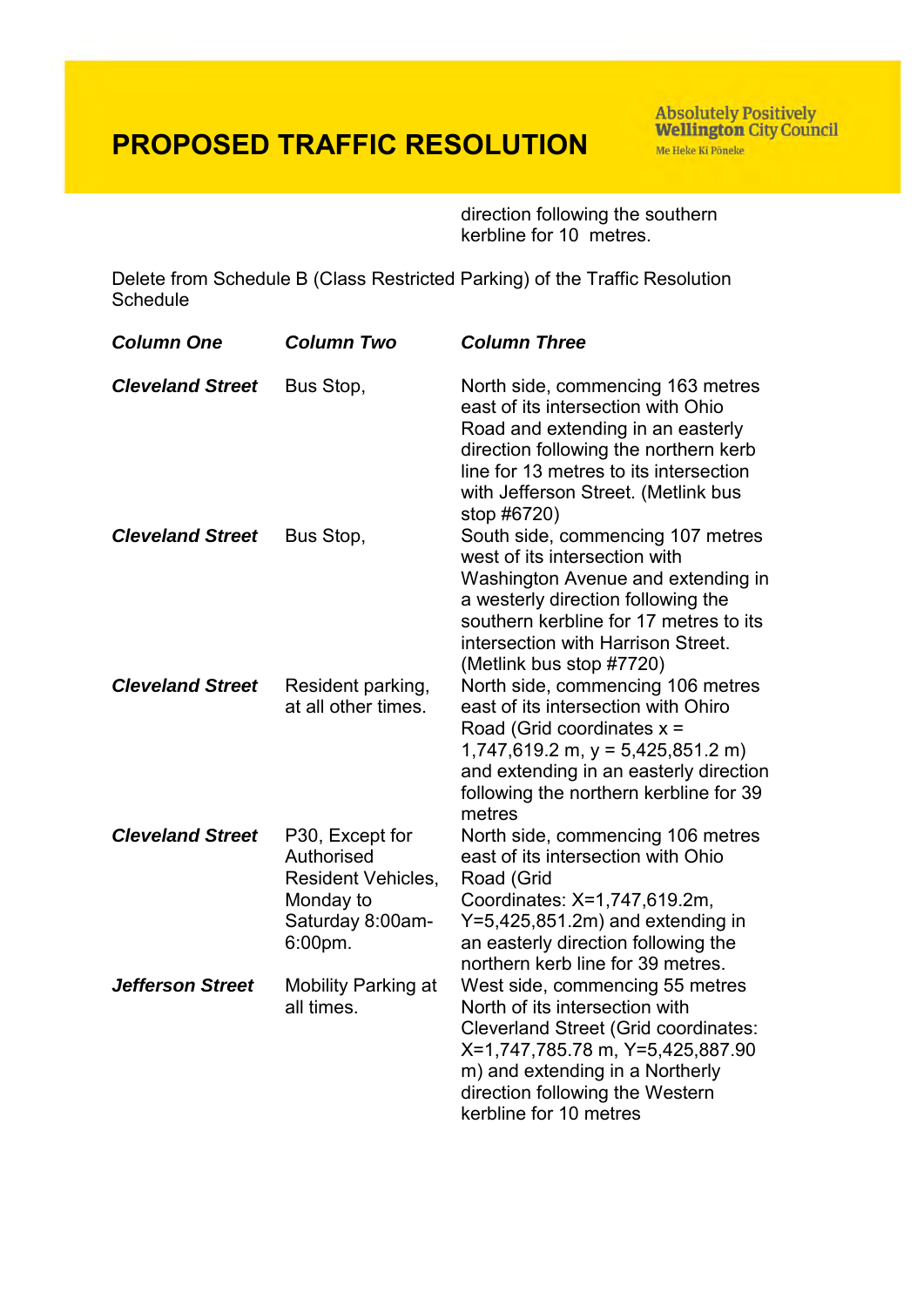# PROPOSED TRAFFIC RESOLUTION

direction following the southern kerbline for 10 metres.

Delete from Schedule B (Class Restricted Parking) of the Traffic Resolution Schedule

| ***Column One*** | ***Column Two*** | ***Column Three*** |
|---|---|---|
| ***Cleveland Street*** | Bus Stop, | North side, commencing 163 metres east of its intersection with Ohio Road and extending in an easterly direction following the northern kerb line for 13 metres to its intersection with Jefferson Street. (Metlink bus stop #6720) |
| ***Cleveland Street*** | Bus Stop, | South side, commencing 107 metres west of its intersection with Washington Avenue and extending in a westerly direction following the southern kerbline for 17 metres to its intersection with Harrison Street. (Metlink bus stop #7720) |
| ***Cleveland Street*** | Resident parking, at all other times. | North side, commencing 106 metres east of its intersection with Ohiro Road (Grid coordinates x = 1,747,619.2 m, y = 5,425,851.2 m) and extending in an easterly direction following the northern kerbline for 39 metres |
| ***Cleveland Street*** | P30, Except for Authorised Resident Vehicles, Monday to Saturday 8:00am-6:00pm. | North side, commencing 106 metres east of its intersection with Ohio Road (Grid Coordinates: X=1,747,619.2m, Y=5,425,851.2m) and extending in an easterly direction following the northern kerb line for 39 metres. |
| ***Jefferson Street*** | Mobility Parking at all times. | West side, commencing 55 metres North of its intersection with Cleverland Street (Grid coordinates: X=1,747,785.78 m, Y=5,425,887.90 m) and extending in a Northerly direction following the Western kerbline for 10 metres |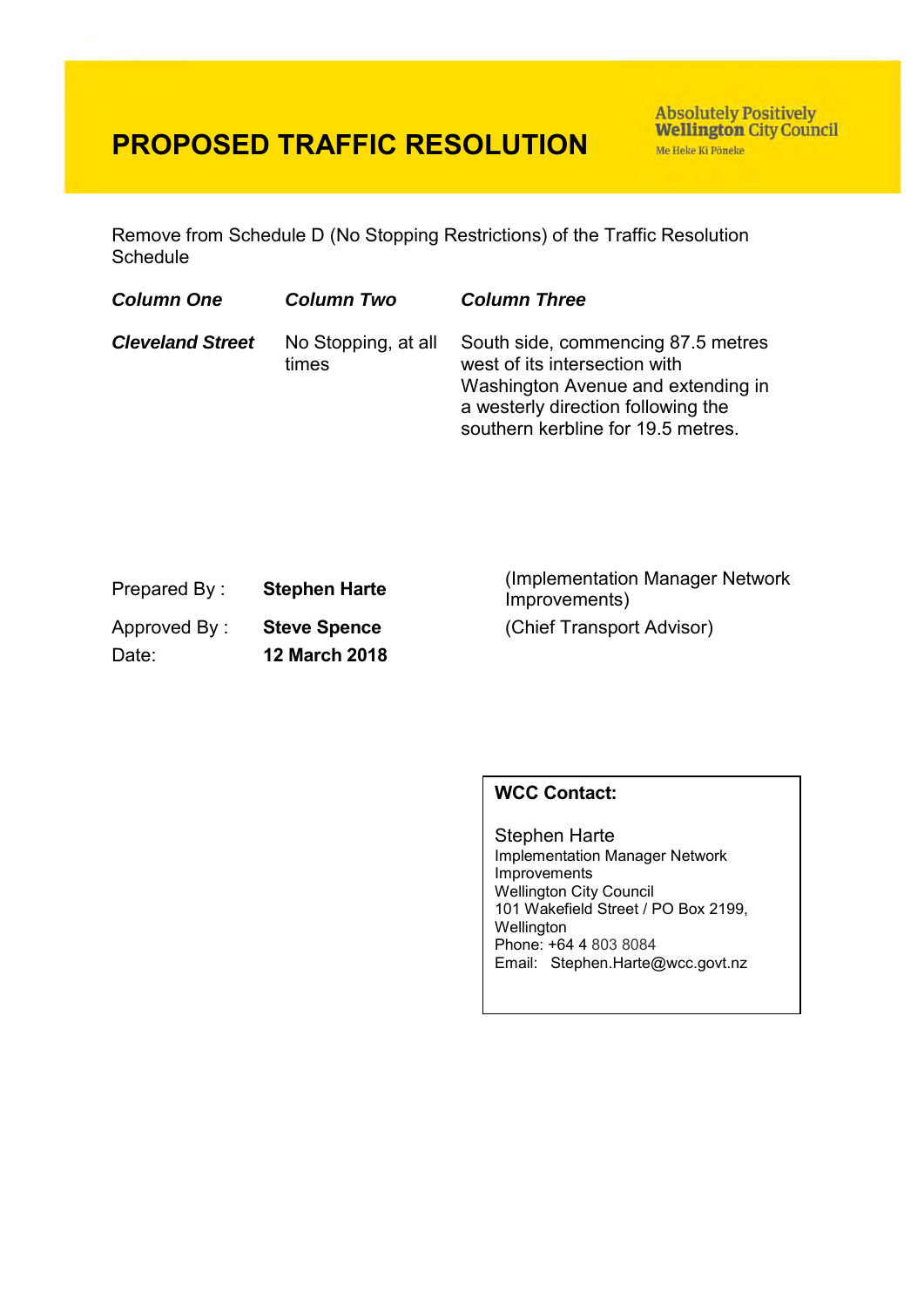# PROPOSED TRAFFIC RESOLUTION

Absolutely Positively **Wellington** City Council
Me Heke Ki Pōneke

Remove from Schedule D (No Stopping Restrictions) of the Traffic Resolution Schedule

| *Column One* | *Column Two* | *Column Three* |
|---|---|---|
| ***Cleveland Street*** | No Stopping, at all times | South side, commencing 87.5 metres west of its intersection with Washington Avenue and extending in a westerly direction following the southern kerbline for 19.5 metres. |

| | | |
|---|---|---|
| Prepared By : | **Stephen Harte** | (Implementation Manager Network Improvements) |
| Approved By : | **Steve Spence** | (Chief Transport Advisor) |
| Date: | **12 March 2018** | |

**WCC Contact:**

Stephen Harte
Implementation Manager Network Improvements
Wellington City Council
101 Wakefield Street / PO Box 2199, Wellington
Phone: +64 4 803 8084
Email: Stephen.Harte@wcc.govt.nz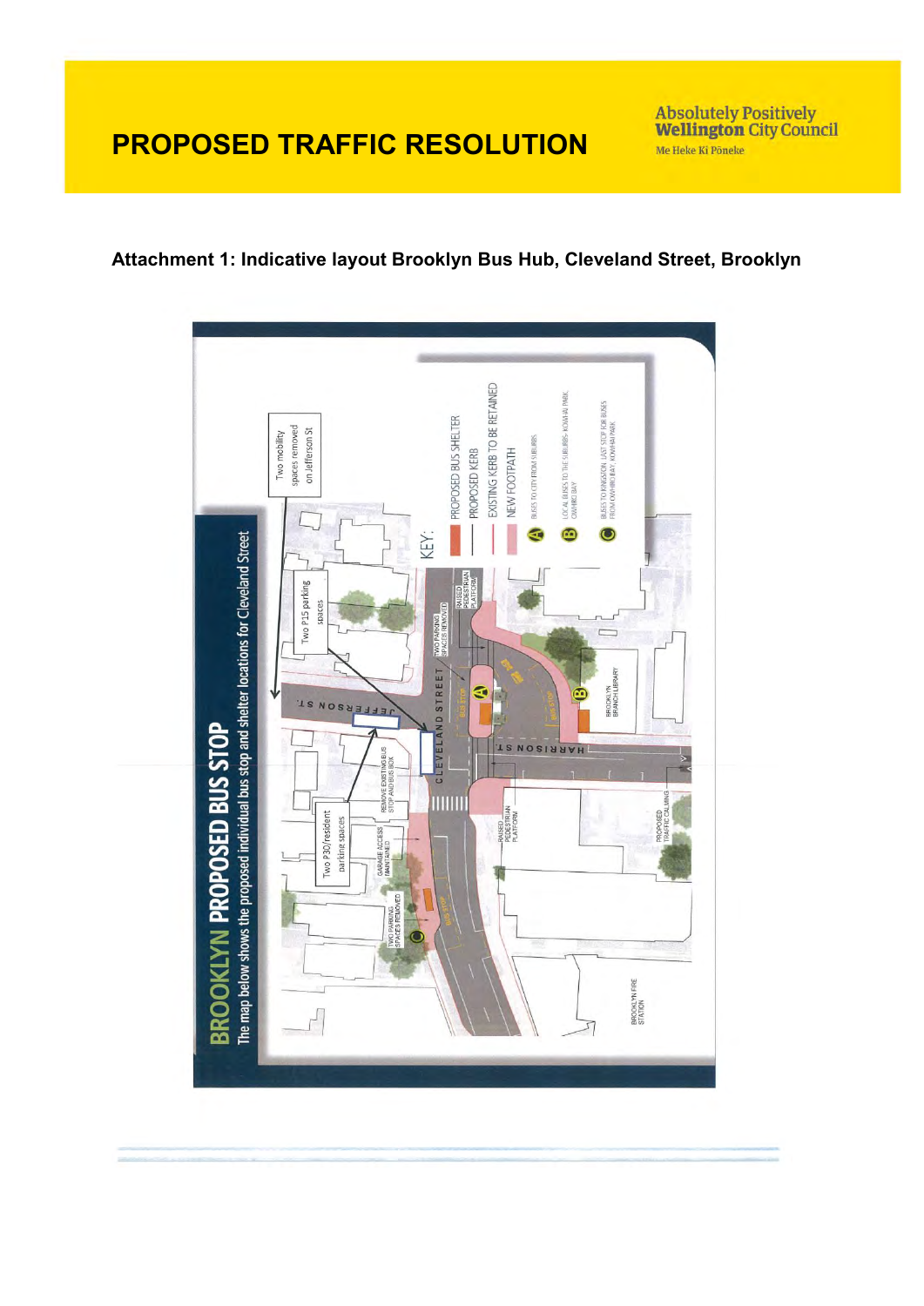# PROPOSED TRAFFIC RESOLUTION

Absolutely Positively **Wellington** City Council
Me Heke Ki Pōneke

**Attachment 1: Indicative layout Brooklyn Bus Hub, Cleveland Street, Brooklyn**

BROOKLYN PROPOSED BUS STOP

The map below shows the proposed individual bus stop and shelter locations for Cleveland Street

KEY:

PROPOSED BUS SHELTER

PROPOSED KERB

EXISTING KERB TO BE RETAINED

NEW FOOTPATH

A BUSES TO CITY FROM SUBURBS

B LOCAL BUSES TO THE SUBURBS- KOWHAI PARK, OWHIRO BAY

C BUSES TO KINGSTON, LAST STOP FOR BUSES FROM OWHIRO BAY, KOWHAI PARK

Two mobility spaces removed on Jefferson St

Two P15 parking spaces

Two P30/resident parking spaces

JEFFERSON ST

CLEVELAND STREET

HARRISON ST

TWO PARKING SPACES REMOVED

RAISED PEDESTRIAN PLATFORM

REMOVE EXISTING BUS STOP AND BUS BOX

GARAGE ACCESS (MAINTAINED)

TWO PARKING SPACES REMOVED

BUS STOP

BROOKLYN BRANCH LIBRARY

PROPOSED TRAFFIC CALMING

BROOKLYN FIRE STATION